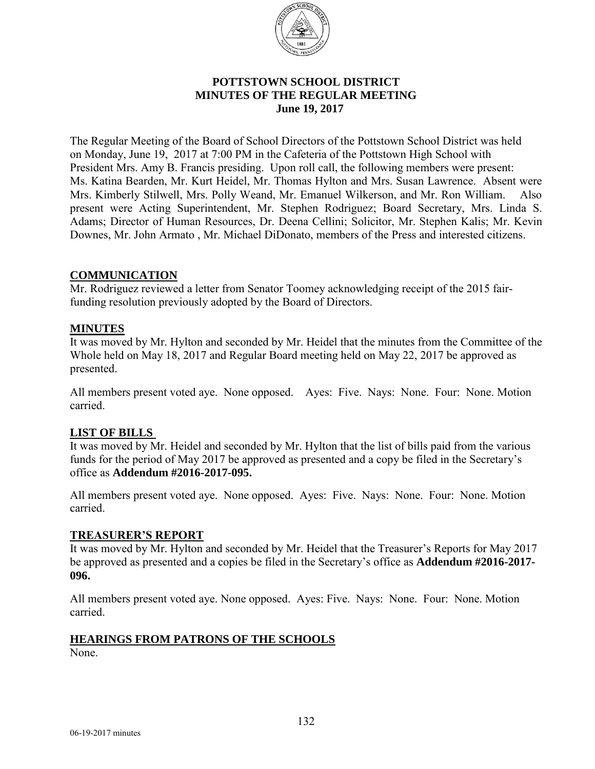**POTTSTOWN SCHOOL DISTRICT**
**MINUTES OF THE REGULAR MEETING**
**June 19, 2017**

The Regular Meeting of the Board of School Directors of the Pottstown School District was held on Monday, June 19, 2017 at 7:00 PM in the Cafeteria of the Pottstown High School with President Mrs. Amy B. Francis presiding. Upon roll call, the following members were present: Ms. Katina Bearden, Mr. Kurt Heidel, Mr. Thomas Hylton and Mrs. Susan Lawrence. Absent were Mrs. Kimberly Stilwell, Mrs. Polly Weand, Mr. Emanuel Wilkerson, and Mr. Ron William. Also present were Acting Superintendent, Mr. Stephen Rodriguez; Board Secretary, Mrs. Linda S. Adams; Director of Human Resources, Dr. Deena Cellini; Solicitor, Mr. Stephen Kalis; Mr. Kevin Downes, Mr. John Armato , Mr. Michael DiDonato, members of the Press and interested citizens.

## COMMUNICATION

Mr. Rodriguez reviewed a letter from Senator Toomey acknowledging receipt of the 2015 fair-funding resolution previously adopted by the Board of Directors.

## MINUTES

It was moved by Mr. Hylton and seconded by Mr. Heidel that the minutes from the Committee of the Whole held on May 18, 2017 and Regular Board meeting held on May 22, 2017 be approved as presented.

All members present voted aye. None opposed. Ayes: Five. Nays: None. Four: None. Motion carried.

## LIST OF BILLS

It was moved by Mr. Heidel and seconded by Mr. Hylton that the list of bills paid from the various funds for the period of May 2017 be approved as presented and a copy be filed in the Secretary's office as **Addendum #2016-2017-095.**

All members present voted aye. None opposed. Ayes: Five. Nays: None. Four: None. Motion carried.

## TREASURER'S REPORT

It was moved by Mr. Hylton and seconded by Mr. Heidel that the Treasurer's Reports for May 2017 be approved as presented and a copies be filed in the Secretary's office as **Addendum #2016-2017-096.**

All members present voted aye. None opposed. Ayes: Five. Nays: None. Four: None. Motion carried.

## HEARINGS FROM PATRONS OF THE SCHOOLS

None.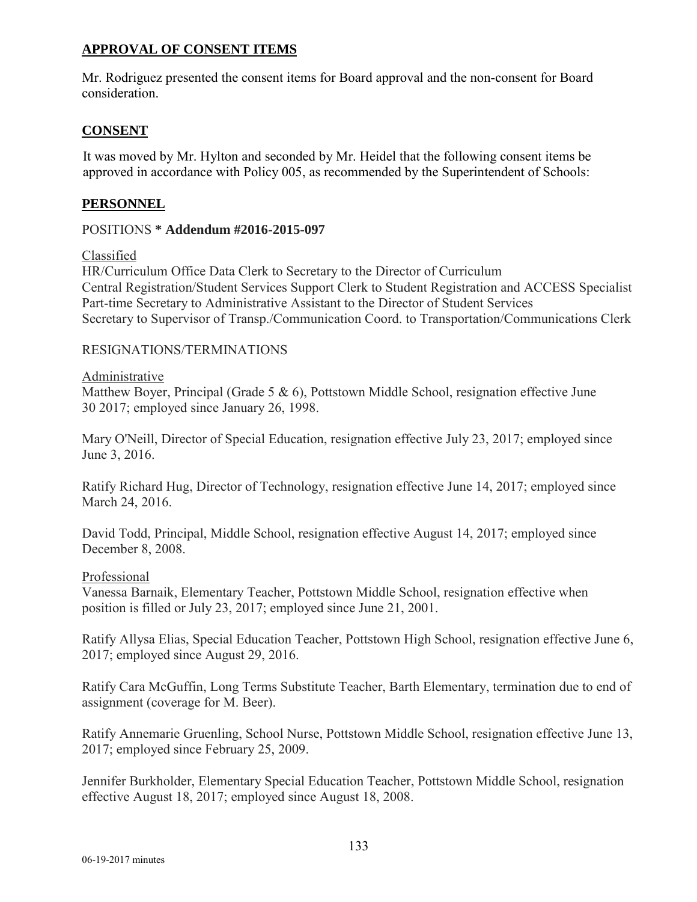## **APPROVAL OF CONSENT ITEMS**

Mr. Rodriguez presented the consent items for Board approval and the non-consent for Board consideration.

## **CONSENT**

It was moved by Mr. Hylton and seconded by Mr. Heidel that the following consent items be approved in accordance with Policy 005, as recommended by the Superintendent of Schools:

## **PERSONNEL**

POSITIONS **\* Addendum #2016-2015-097**

Classified

HR/Curriculum Office Data Clerk to Secretary to the Director of Curriculum
Central Registration/Student Services Support Clerk to Student Registration and ACCESS Specialist
Part-time Secretary to Administrative Assistant to the Director of Student Services
Secretary to Supervisor of Transp./Communication Coord. to Transportation/Communications Clerk

RESIGNATIONS/TERMINATIONS

Administrative

Matthew Boyer, Principal (Grade 5 & 6), Pottstown Middle School, resignation effective June 30 2017; employed since January 26, 1998.

Mary O'Neill, Director of Special Education, resignation effective July 23, 2017; employed since June 3, 2016.

Ratify Richard Hug, Director of Technology, resignation effective June 14, 2017; employed since March 24, 2016.

David Todd, Principal, Middle School, resignation effective August 14, 2017; employed since December 8, 2008.

Professional

Vanessa Barnaik, Elementary Teacher, Pottstown Middle School, resignation effective when position is filled or July 23, 2017; employed since June 21, 2001.

Ratify Allysa Elias, Special Education Teacher, Pottstown High School, resignation effective June 6, 2017; employed since August 29, 2016.

Ratify Cara McGuffin, Long Terms Substitute Teacher, Barth Elementary, termination due to end of assignment (coverage for M. Beer).

Ratify Annemarie Gruenling, School Nurse, Pottstown Middle School, resignation effective June 13, 2017; employed since February 25, 2009.

Jennifer Burkholder, Elementary Special Education Teacher, Pottstown Middle School, resignation effective August 18, 2017; employed since August 18, 2008.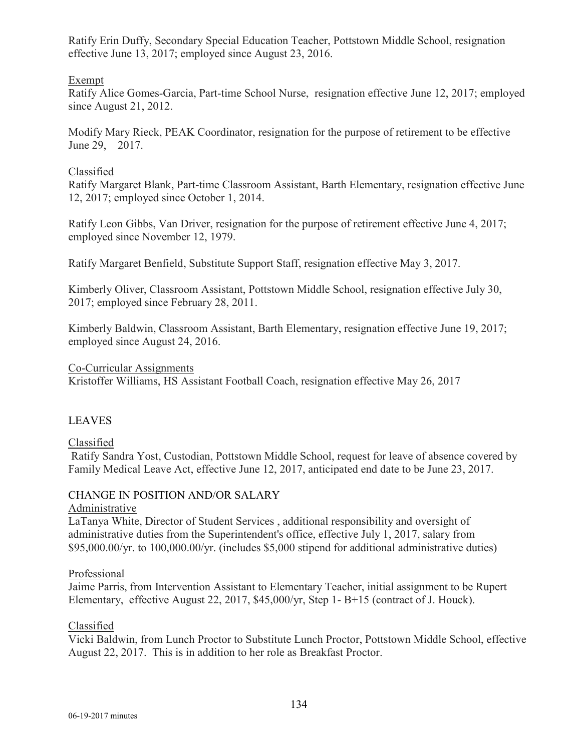Ratify Erin Duffy, Secondary Special Education Teacher, Pottstown Middle School, resignation effective June 13, 2017; employed since August 23, 2016.

Exempt

Ratify Alice Gomes-Garcia, Part-time School Nurse, resignation effective June 12, 2017; employed since August 21, 2012.

Modify Mary Rieck, PEAK Coordinator, resignation for the purpose of retirement to be effective June 29, 2017.

Classified

Ratify Margaret Blank, Part-time Classroom Assistant, Barth Elementary, resignation effective June 12, 2017; employed since October 1, 2014.

Ratify Leon Gibbs, Van Driver, resignation for the purpose of retirement effective June 4, 2017; employed since November 12, 1979.

Ratify Margaret Benfield, Substitute Support Staff, resignation effective May 3, 2017.

Kimberly Oliver, Classroom Assistant, Pottstown Middle School, resignation effective July 30, 2017; employed since February 28, 2011.

Kimberly Baldwin, Classroom Assistant, Barth Elementary, resignation effective June 19, 2017; employed since August 24, 2016.

Co-Curricular Assignments

Kristoffer Williams, HS Assistant Football Coach, resignation effective May 26, 2017

## LEAVES

Classified

Ratify Sandra Yost, Custodian, Pottstown Middle School, request for leave of absence covered by Family Medical Leave Act, effective June 12, 2017, anticipated end date to be June 23, 2017.

## CHANGE IN POSITION AND/OR SALARY

Administrative

LaTanya White, Director of Student Services , additional responsibility and oversight of administrative duties from the Superintendent's office, effective July 1, 2017, salary from $95,000.00/yr. to 100,000.00/yr. (includes $5,000 stipend for additional administrative duties)

Professional

Jaime Parris, from Intervention Assistant to Elementary Teacher, initial assignment to be Rupert Elementary, effective August 22, 2017, $45,000/yr, Step 1- B+15 (contract of J. Houck).

Classified

Vicki Baldwin, from Lunch Proctor to Substitute Lunch Proctor, Pottstown Middle School, effective August 22, 2017. This is in addition to her role as Breakfast Proctor.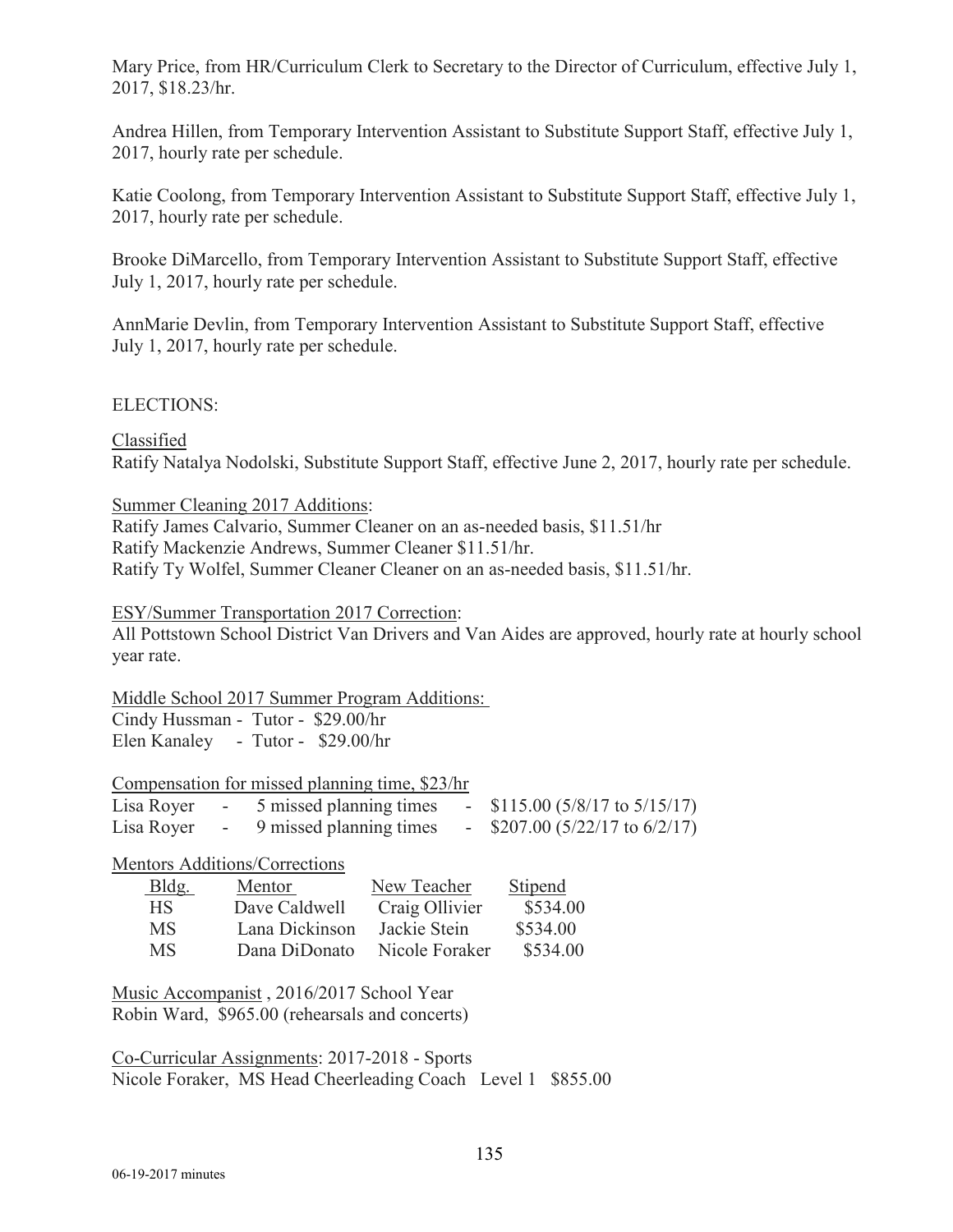Mary Price, from HR/Curriculum Clerk to Secretary to the Director of Curriculum, effective July 1, 2017, $18.23/hr.

Andrea Hillen, from Temporary Intervention Assistant to Substitute Support Staff, effective July 1, 2017, hourly rate per schedule.

Katie Coolong, from Temporary Intervention Assistant to Substitute Support Staff, effective July 1, 2017, hourly rate per schedule.

Brooke DiMarcello, from Temporary Intervention Assistant to Substitute Support Staff, effective July 1, 2017, hourly rate per schedule.

AnnMarie Devlin, from Temporary Intervention Assistant to Substitute Support Staff, effective July 1, 2017, hourly rate per schedule.

ELECTIONS:

Classified
Ratify Natalya Nodolski, Substitute Support Staff, effective June 2, 2017, hourly rate per schedule.

Summer Cleaning 2017 Additions:
Ratify James Calvario, Summer Cleaner on an as-needed basis, $11.51/hr
Ratify Mackenzie Andrews, Summer Cleaner $11.51/hr.
Ratify Ty Wolfel, Summer Cleaner Cleaner on an as-needed basis, $11.51/hr.

ESY/Summer Transportation 2017 Correction:
All Pottstown School District Van Drivers and Van Aides are approved, hourly rate at hourly school year rate.

Middle School 2017 Summer Program Additions:
Cindy Hussman - Tutor - $29.00/hr
Elen Kanaley - Tutor - $29.00/hr

Compensation for missed planning time, $23/hr

| | | | | |
|---|---|---|---|---|
| Lisa Royer | - | 5 missed planning times | - | $115.00 (5/8/17 to 5/15/17) |
| Lisa Royer | - | 9 missed planning times | - | $207.00 (5/22/17 to 6/2/17) |

Mentors Additions/Corrections

| Bldg. | Mentor | New Teacher | Stipend |
|---|---|---|---|
| HS | Dave Caldwell | Craig Ollivier | $534.00 |
| MS | Lana Dickinson | Jackie Stein | $534.00 |
| MS | Dana DiDonato | Nicole Foraker | $534.00 |

Music Accompanist , 2016/2017 School Year
Robin Ward, $965.00 (rehearsals and concerts)

Co-Curricular Assignments: 2017-2018 - Sports
Nicole Foraker, MS Head Cheerleading Coach Level 1 $855.00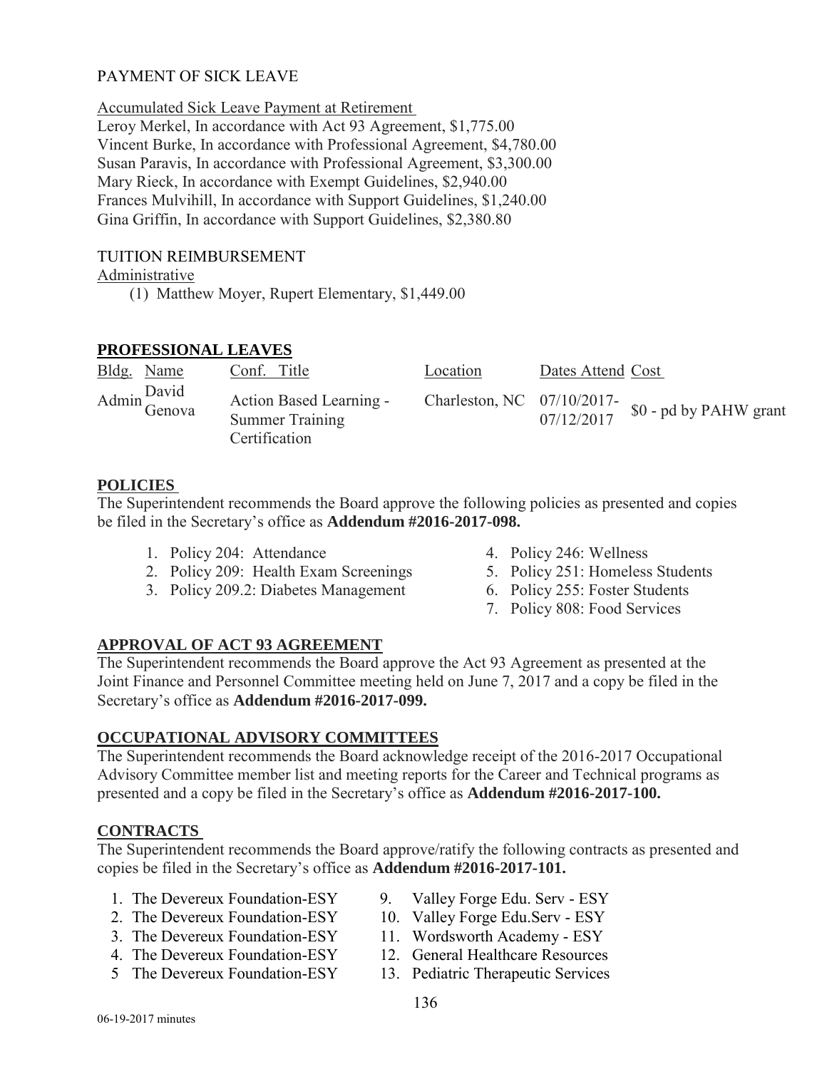PAYMENT OF SICK LEAVE

Accumulated Sick Leave Payment at Retirement

Leroy Merkel, In accordance with Act 93 Agreement, $1,775.00
Vincent Burke, In accordance with Professional Agreement, $4,780.00
Susan Paravis, In accordance with Professional Agreement, $3,300.00
Mary Rieck, In accordance with Exempt Guidelines, $2,940.00
Frances Mulvihill, In accordance with Support Guidelines, $1,240.00
Gina Griffin, In accordance with Support Guidelines, $2,380.80

TUITION REIMBURSEMENT

Administrative

(1) Matthew Moyer, Rupert Elementary, $1,449.00

## PROFESSIONAL LEAVES

| Bldg. | Name | Conf. Title | Location | Dates Attend | Cost |
|---|---|---|---|---|---|
| Admin | David Genova | Action Based Learning - Summer Training Certification | Charleston, NC | 07/10/2017-07/12/2017 | $0 - pd by PAHW grant |

## POLICIES

The Superintendent recommends the Board approve the following policies as presented and copies be filed in the Secretary's office as **Addendum #2016-2017-098.**

1. Policy 204: Attendance
2. Policy 209: Health Exam Screenings
3. Policy 209.2: Diabetes Management
4. Policy 246: Wellness
5. Policy 251: Homeless Students
6. Policy 255: Foster Students
7. Policy 808: Food Services

## APPROVAL OF ACT 93 AGREEMENT

The Superintendent recommends the Board approve the Act 93 Agreement as presented at the Joint Finance and Personnel Committee meeting held on June 7, 2017 and a copy be filed in the Secretary's office as **Addendum #2016-2017-099.**

## OCCUPATIONAL ADVISORY COMMITTEES

The Superintendent recommends the Board acknowledge receipt of the 2016-2017 Occupational Advisory Committee member list and meeting reports for the Career and Technical programs as presented and a copy be filed in the Secretary's office as **Addendum #2016-2017-100.**

## CONTRACTS

The Superintendent recommends the Board approve/ratify the following contracts as presented and copies be filed in the Secretary's office as **Addendum #2016-2017-101.**

1. The Devereux Foundation-ESY
2. The Devereux Foundation-ESY
3. The Devereux Foundation-ESY
4. The Devereux Foundation-ESY
5. The Devereux Foundation-ESY
9. Valley Forge Edu. Serv - ESY
10. Valley Forge Edu.Serv - ESY
11. Wordsworth Academy - ESY
12. General Healthcare Resources
13. Pediatric Therapeutic Services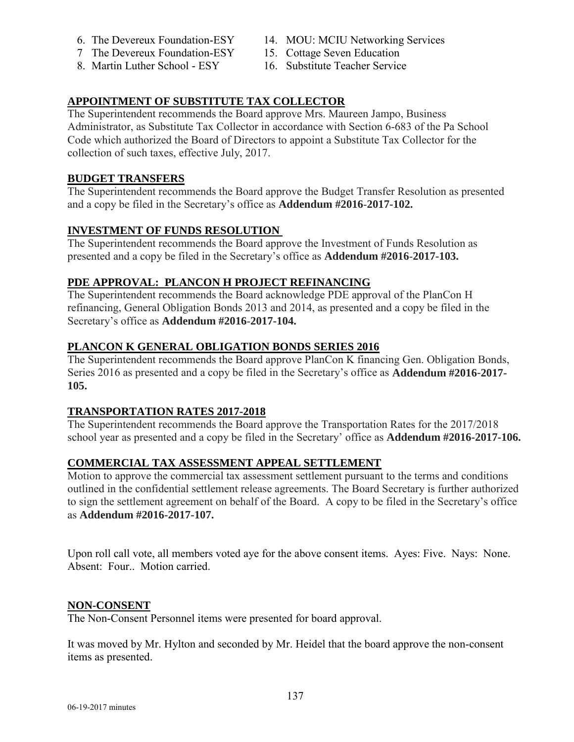6. The Devereux Foundation-ESY
7. The Devereux Foundation-ESY
8. Martin Luther School - ESY
14. MOU: MCIU Networking Services
15. Cottage Seven Education
16. Substitute Teacher Service

## APPOINTMENT OF SUBSTITUTE TAX COLLECTOR

The Superintendent recommends the Board approve Mrs. Maureen Jampo, Business Administrator, as Substitute Tax Collector in accordance with Section 6-683 of the Pa School Code which authorized the Board of Directors to appoint a Substitute Tax Collector for the collection of such taxes, effective July, 2017.

## BUDGET TRANSFERS

The Superintendent recommends the Board approve the Budget Transfer Resolution as presented and a copy be filed in the Secretary's office as **Addendum #2016-2017-102.**

## INVESTMENT OF FUNDS RESOLUTION

The Superintendent recommends the Board approve the Investment of Funds Resolution as presented and a copy be filed in the Secretary's office as **Addendum #2016-2017-103.**

## PDE APPROVAL: PLANCON H PROJECT REFINANCING

The Superintendent recommends the Board acknowledge PDE approval of the PlanCon H refinancing, General Obligation Bonds 2013 and 2014, as presented and a copy be filed in the Secretary's office as **Addendum #2016-2017-104.**

## PLANCON K GENERAL OBLIGATION BONDS SERIES 2016

The Superintendent recommends the Board approve PlanCon K financing Gen. Obligation Bonds, Series 2016 as presented and a copy be filed in the Secretary's office as **Addendum #2016-2017-105.**

## TRANSPORTATION RATES 2017-2018

The Superintendent recommends the Board approve the Transportation Rates for the 2017/2018 school year as presented and a copy be filed in the Secretary' office as **Addendum #2016-2017-106.**

## COMMERCIAL TAX ASSESSMENT APPEAL SETTLEMENT

Motion to approve the commercial tax assessment settlement pursuant to the terms and conditions outlined in the confidential settlement release agreements. The Board Secretary is further authorized to sign the settlement agreement on behalf of the Board. A copy to be filed in the Secretary's office as **Addendum #2016-2017-107.**

Upon roll call vote, all members voted aye for the above consent items. Ayes: Five. Nays: None. Absent: Four.. Motion carried.

## NON-CONSENT

The Non-Consent Personnel items were presented for board approval.

It was moved by Mr. Hylton and seconded by Mr. Heidel that the board approve the non-consent items as presented.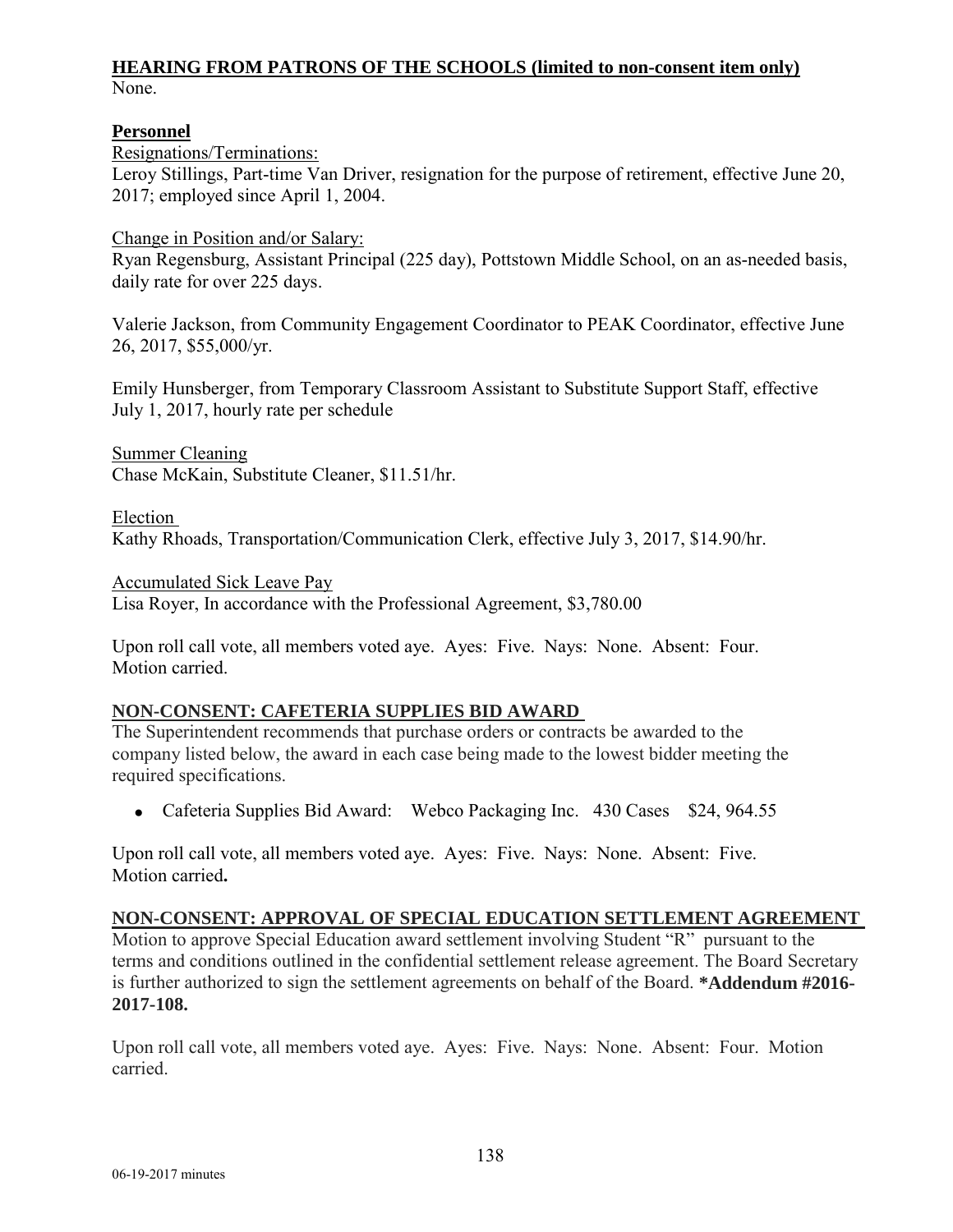## HEARING FROM PATRONS OF THE SCHOOLS (limited to non-consent item only)

None.

### Personnel

Resignations/Terminations:

Leroy Stillings, Part-time Van Driver, resignation for the purpose of retirement, effective June 20, 2017; employed since April 1, 2004.

Change in Position and/or Salary:

Ryan Regensburg, Assistant Principal (225 day), Pottstown Middle School, on an as-needed basis, daily rate for over 225 days.

Valerie Jackson, from Community Engagement Coordinator to PEAK Coordinator, effective June 26, 2017, $55,000/yr.

Emily Hunsberger, from Temporary Classroom Assistant to Substitute Support Staff, effective July 1, 2017, hourly rate per schedule

Summer Cleaning

Chase McKain, Substitute Cleaner, $11.51/hr.

Election

Kathy Rhoads, Transportation/Communication Clerk, effective July 3, 2017, $14.90/hr.

Accumulated Sick Leave Pay

Lisa Royer, In accordance with the Professional Agreement, $3,780.00

Upon roll call vote, all members voted aye. Ayes: Five. Nays: None. Absent: Four. Motion carried.

## NON-CONSENT: CAFETERIA SUPPLIES BID AWARD

The Superintendent recommends that purchase orders or contracts be awarded to the company listed below, the award in each case being made to the lowest bidder meeting the required specifications.

- Cafeteria Supplies Bid Award: Webco Packaging Inc. 430 Cases $24, 964.55

Upon roll call vote, all members voted aye. Ayes: Five. Nays: None. Absent: Five. Motion carried**.**

## NON-CONSENT: APPROVAL OF SPECIAL EDUCATION SETTLEMENT AGREEMENT

Motion to approve Special Education award settlement involving Student "R" pursuant to the terms and conditions outlined in the confidential settlement release agreement. The Board Secretary is further authorized to sign the settlement agreements on behalf of the Board. ***Addendum #2016-2017-108.**

Upon roll call vote, all members voted aye. Ayes: Five. Nays: None. Absent: Four. Motion carried.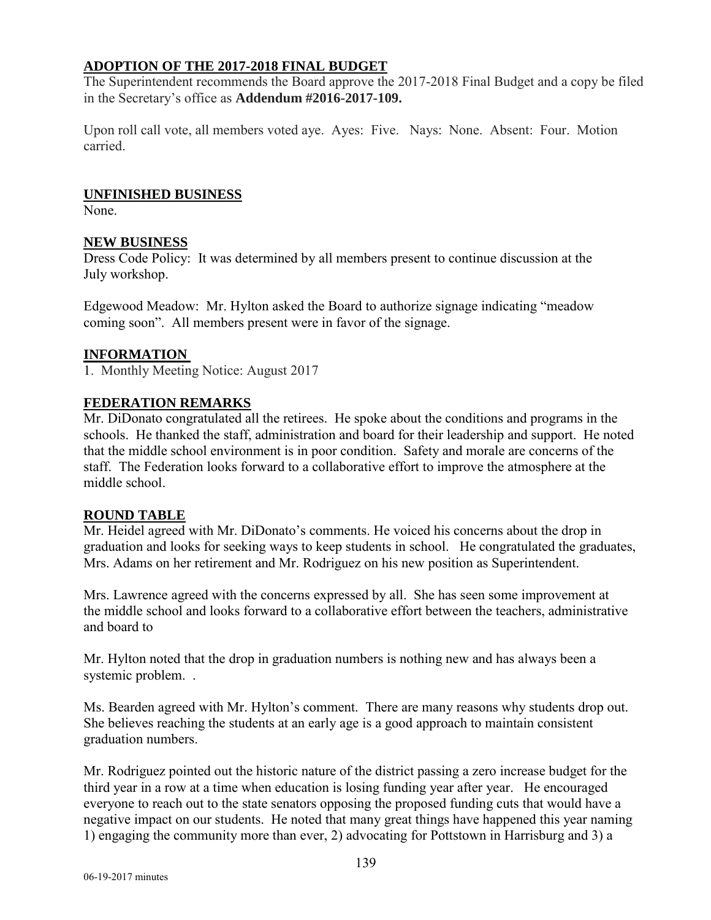## ADOPTION OF THE 2017-2018 FINAL BUDGET

The Superintendent recommends the Board approve the 2017-2018 Final Budget and a copy be filed in the Secretary's office as **Addendum #2016-2017-109.**

Upon roll call vote, all members voted aye. Ayes: Five. Nays: None. Absent: Four. Motion carried.

## UNFINISHED BUSINESS

None.

## NEW BUSINESS

Dress Code Policy: It was determined by all members present to continue discussion at the July workshop.

Edgewood Meadow: Mr. Hylton asked the Board to authorize signage indicating "meadow coming soon". All members present were in favor of the signage.

## INFORMATION

1. Monthly Meeting Notice: August 2017

## FEDERATION REMARKS

Mr. DiDonato congratulated all the retirees. He spoke about the conditions and programs in the schools. He thanked the staff, administration and board for their leadership and support. He noted that the middle school environment is in poor condition. Safety and morale are concerns of the staff. The Federation looks forward to a collaborative effort to improve the atmosphere at the middle school.

## ROUND TABLE

Mr. Heidel agreed with Mr. DiDonato's comments. He voiced his concerns about the drop in graduation and looks for seeking ways to keep students in school. He congratulated the graduates, Mrs. Adams on her retirement and Mr. Rodriguez on his new position as Superintendent.

Mrs. Lawrence agreed with the concerns expressed by all. She has seen some improvement at the middle school and looks forward to a collaborative effort between the teachers, administrative and board to

Mr. Hylton noted that the drop in graduation numbers is nothing new and has always been a systemic problem. .

Ms. Bearden agreed with Mr. Hylton's comment. There are many reasons why students drop out. She believes reaching the students at an early age is a good approach to maintain consistent graduation numbers.

Mr. Rodriguez pointed out the historic nature of the district passing a zero increase budget for the third year in a row at a time when education is losing funding year after year. He encouraged everyone to reach out to the state senators opposing the proposed funding cuts that would have a negative impact on our students. He noted that many great things have happened this year naming 1) engaging the community more than ever, 2) advocating for Pottstown in Harrisburg and 3) a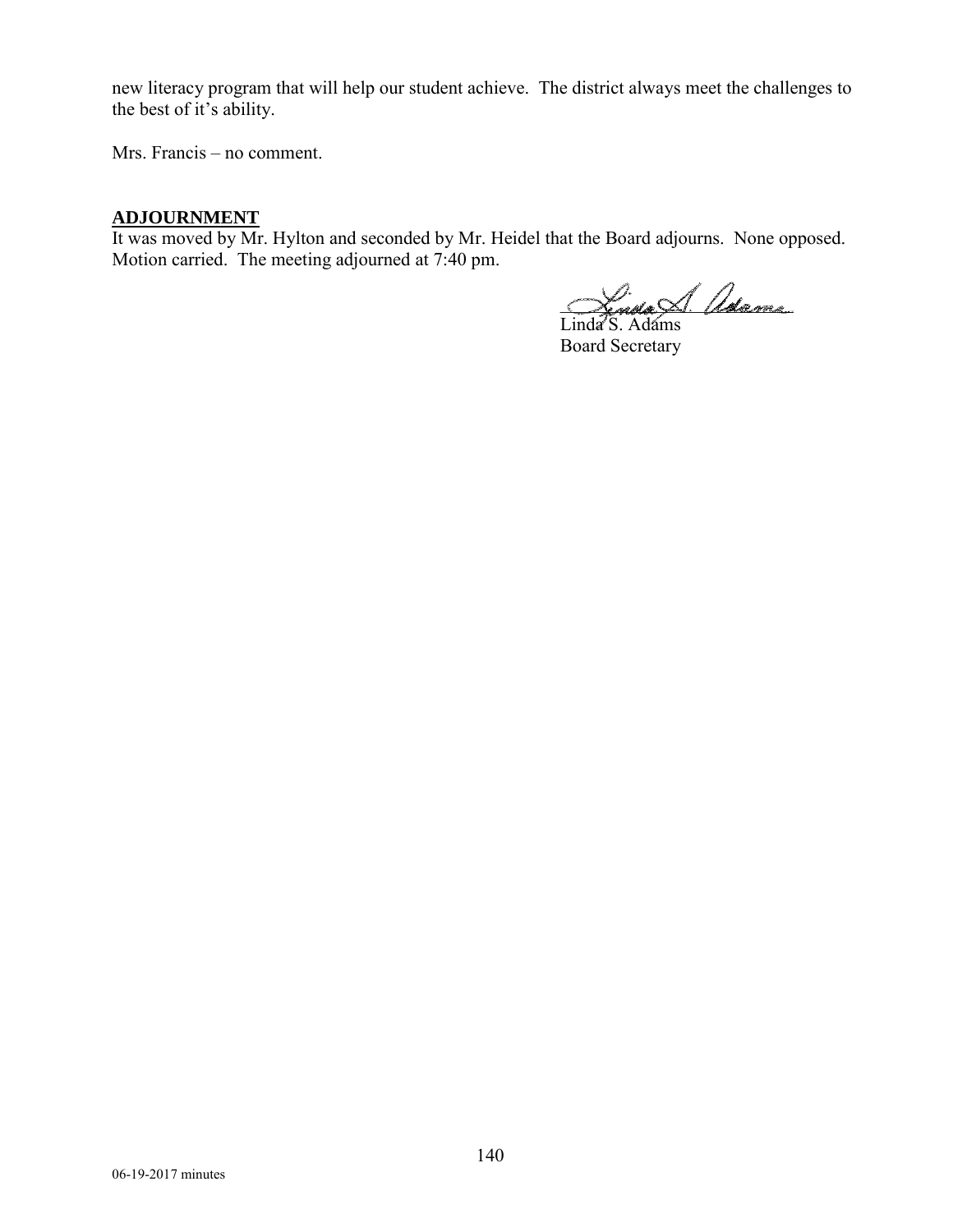new literacy program that will help our student achieve. The district always meet the challenges to the best of it's ability.

Mrs. Francis – no comment.

## ADJOURNMENT

It was moved by Mr. Hylton and seconded by Mr. Heidel that the Board adjourns. None opposed. Motion carried. The meeting adjourned at 7:40 pm.

Linda S. Adams
Board Secretary